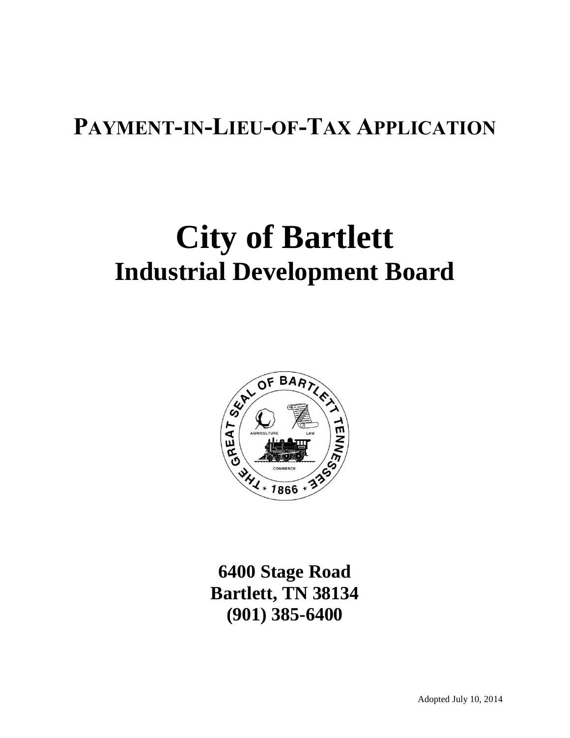# PAYMENT-IN-LIEU-OF-TAX APPLICATION

# City of Bartlett

## Industrial Development Board

**6400 Stage Road**
**Bartlett, TN 38134**
**(901) 385-6400**

Adopted July 10, 2014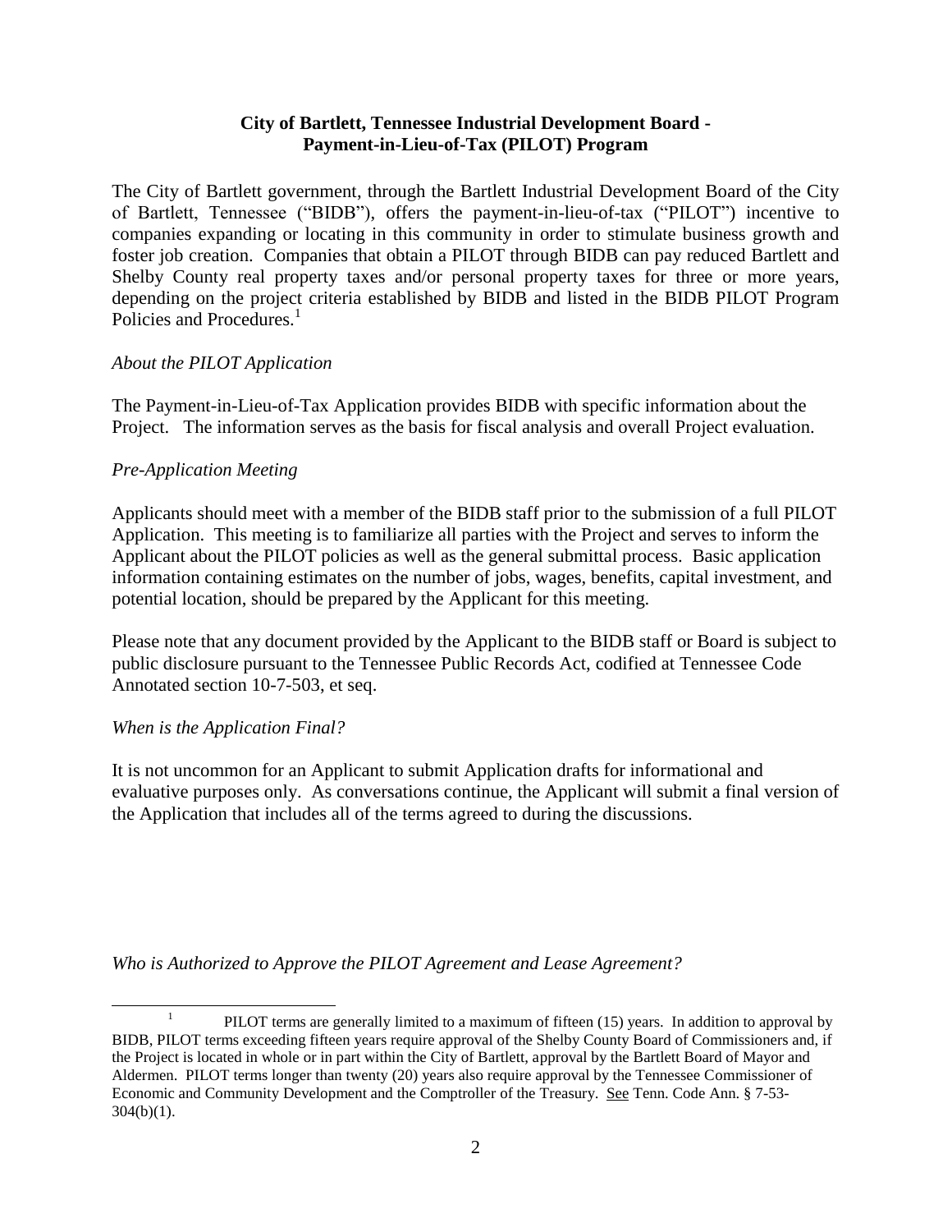**City of Bartlett, Tennessee Industrial Development Board - Payment-in-Lieu-of-Tax (PILOT) Program**

The City of Bartlett government, through the Bartlett Industrial Development Board of the City of Bartlett, Tennessee ("BIDB"), offers the payment-in-lieu-of-tax ("PILOT") incentive to companies expanding or locating in this community in order to stimulate business growth and foster job creation. Companies that obtain a PILOT through BIDB can pay reduced Bartlett and Shelby County real property taxes and/or personal property taxes for three or more years, depending on the project criteria established by BIDB and listed in the BIDB PILOT Program Policies and Procedures.[1]

*About the PILOT Application*

The Payment-in-Lieu-of-Tax Application provides BIDB with specific information about the Project. The information serves as the basis for fiscal analysis and overall Project evaluation.

*Pre-Application Meeting*

Applicants should meet with a member of the BIDB staff prior to the submission of a full PILOT Application. This meeting is to familiarize all parties with the Project and serves to inform the Applicant about the PILOT policies as well as the general submittal process. Basic application information containing estimates on the number of jobs, wages, benefits, capital investment, and potential location, should be prepared by the Applicant for this meeting.

Please note that any document provided by the Applicant to the BIDB staff or Board is subject to public disclosure pursuant to the Tennessee Public Records Act, codified at Tennessee Code Annotated section 10-7-503, et seq.

*When is the Application Final?*

It is not uncommon for an Applicant to submit Application drafts for informational and evaluative purposes only. As conversations continue, the Applicant will submit a final version of the Application that includes all of the terms agreed to during the discussions.

*Who is Authorized to Approve the PILOT Agreement and Lease Agreement?*

[1] PILOT terms are generally limited to a maximum of fifteen (15) years. In addition to approval by BIDB, PILOT terms exceeding fifteen years require approval of the Shelby County Board of Commissioners and, if the Project is located in whole or in part within the City of Bartlett, approval by the Bartlett Board of Mayor and Aldermen. PILOT terms longer than twenty (20) years also require approval by the Tennessee Commissioner of Economic and Community Development and the Comptroller of the Treasury. See Tenn. Code Ann. § 7-53-304(b)(1).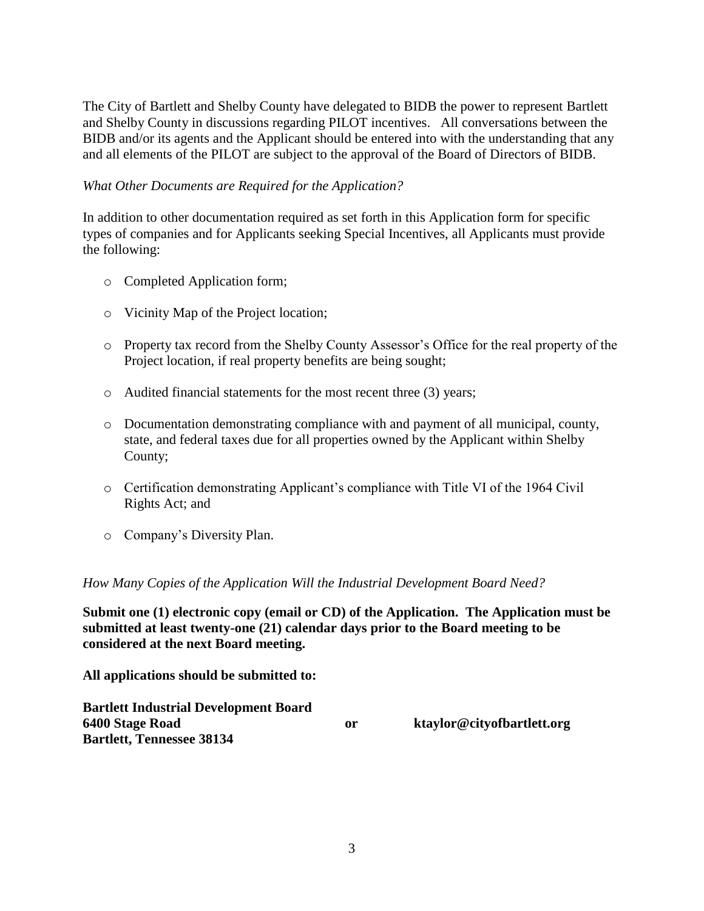The City of Bartlett and Shelby County have delegated to BIDB the power to represent Bartlett and Shelby County in discussions regarding PILOT incentives. All conversations between the BIDB and/or its agents and the Applicant should be entered into with the understanding that any and all elements of the PILOT are subject to the approval of the Board of Directors of BIDB.

*What Other Documents are Required for the Application?*

In addition to other documentation required as set forth in this Application form for specific types of companies and for Applicants seeking Special Incentives, all Applicants must provide the following:

- Completed Application form;
- Vicinity Map of the Project location;
- Property tax record from the Shelby County Assessor's Office for the real property of the Project location, if real property benefits are being sought;
- Audited financial statements for the most recent three (3) years;
- Documentation demonstrating compliance with and payment of all municipal, county, state, and federal taxes due for all properties owned by the Applicant within Shelby County;
- Certification demonstrating Applicant's compliance with Title VI of the 1964 Civil Rights Act; and
- Company's Diversity Plan.

*How Many Copies of the Application Will the Industrial Development Board Need?*

**Submit one (1) electronic copy (email or CD) of the Application. The Application must be submitted at least twenty-one (21) calendar days prior to the Board meeting to be considered at the next Board meeting.**

**All applications should be submitted to:**

**Bartlett Industrial Development Board**
**6400 Stage Road**
**Bartlett, Tennessee 38134**

**or**

**ktaylor@cityofbartlett.org**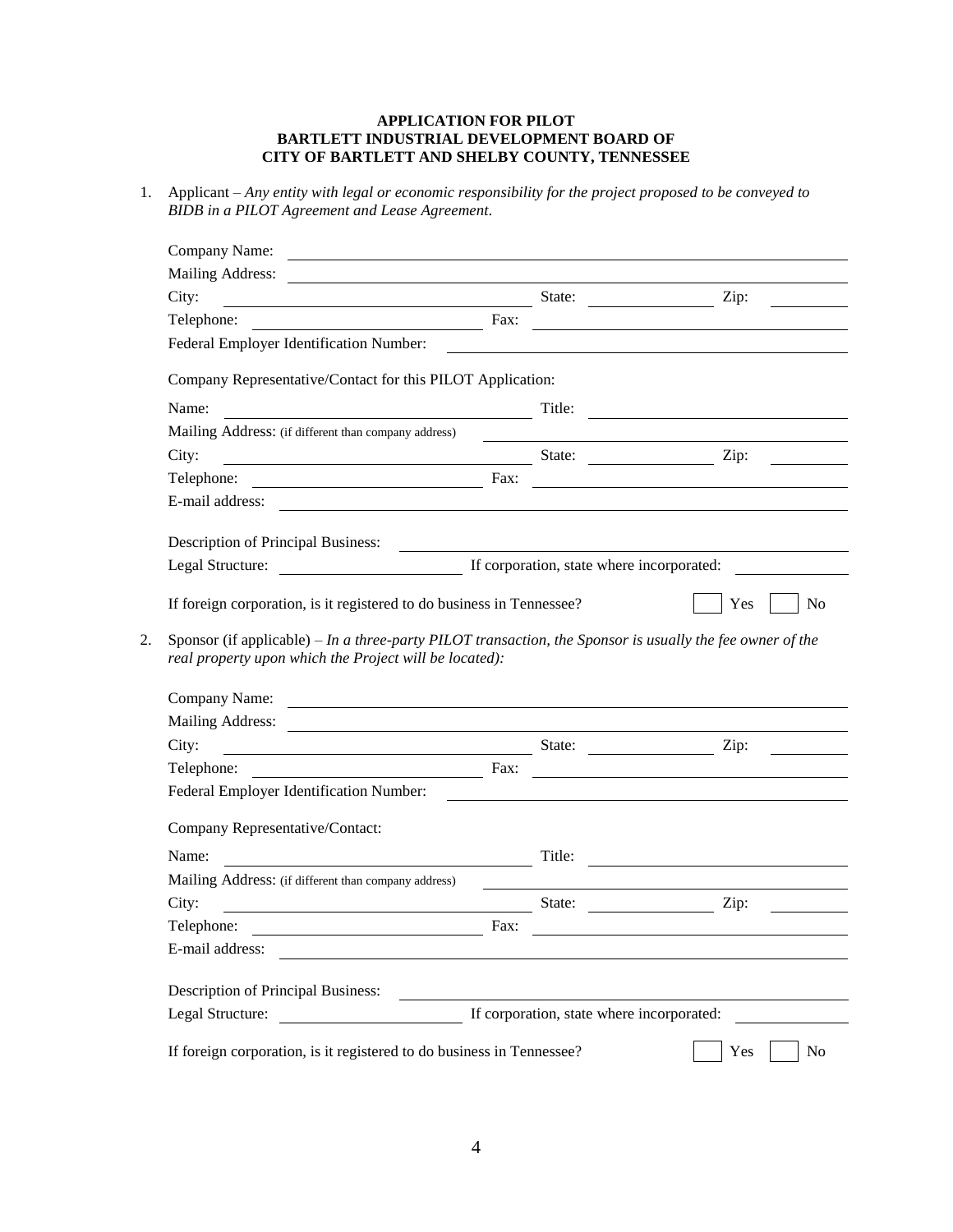**APPLICATION FOR PILOT**
**BARTLETT INDUSTRIAL DEVELOPMENT BOARD OF**
**CITY OF BARTLETT AND SHELBY COUNTY, TENNESSEE**

1. Applicant – *Any entity with legal or economic responsibility for the project proposed to be conveyed to BIDB in a PILOT Agreement and Lease Agreement*.

   Company Name: ______________________________

   Mailing Address: ______________________________

   City: ______________ State: ______________ Zip: ______________

   Telephone: ______________ Fax: ______________

   Federal Employer Identification Number: ______________________________

   Company Representative/Contact for this PILOT Application:

   Name: ______________ Title: ______________

   Mailing Address: (if different than company address) ______________________________

   City: ______________ State: ______________ Zip: ______________

   Telephone: ______________ Fax: ______________

   E-mail address: ______________________________

   Description of Principal Business: ______________________________

   Legal Structure: ______________ If corporation, state where incorporated: ______________

   If foreign corporation, is it registered to do business in Tennessee? ☐ Yes ☐ No

2. Sponsor (if applicable) – *In a three-party PILOT transaction, the Sponsor is usually the fee owner of the real property upon which the Project will be located):*

   Company Name: ______________________________

   Mailing Address: ______________________________

   City: ______________ State: ______________ Zip: ______________

   Telephone: ______________ Fax: ______________

   Federal Employer Identification Number: ______________________________

   Company Representative/Contact:

   Name: ______________ Title: ______________

   Mailing Address: (if different than company address) ______________________________

   City: ______________ State: ______________ Zip: ______________

   Telephone: ______________ Fax: ______________

   E-mail address: ______________________________

   Description of Principal Business: ______________________________

   Legal Structure: ______________ If corporation, state where incorporated: ______________

   If foreign corporation, is it registered to do business in Tennessee? ☐ Yes ☐ No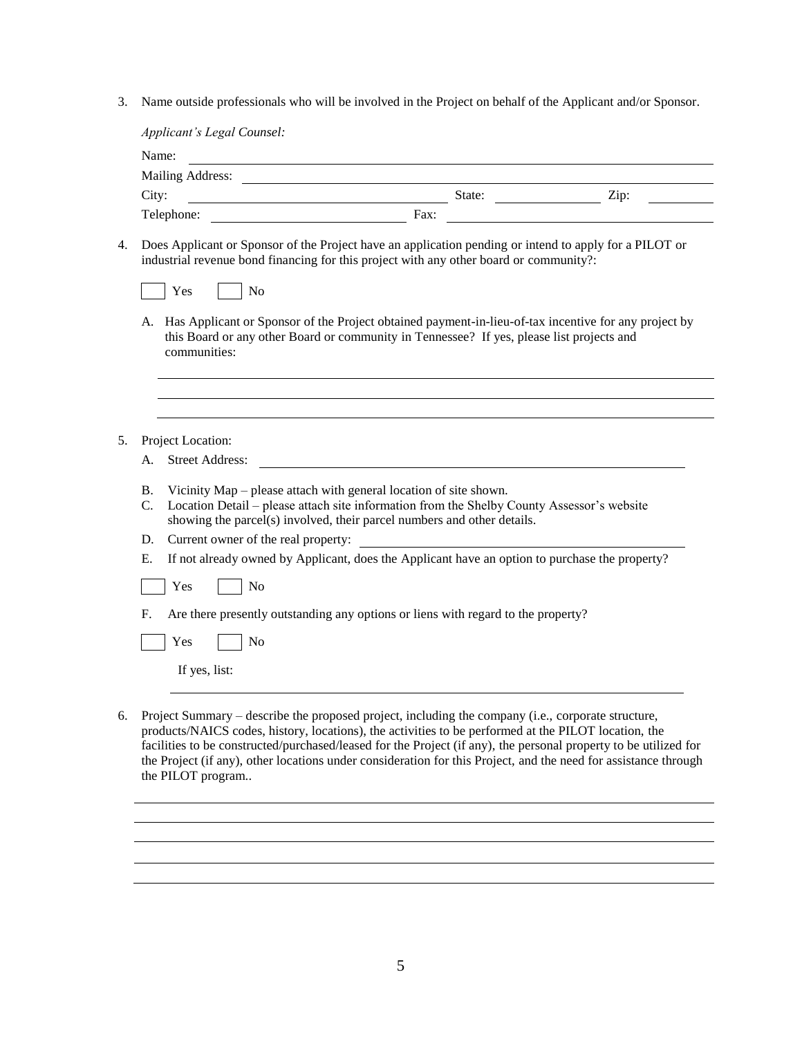3. Name outside professionals who will be involved in the Project on behalf of the Applicant and/or Sponsor.

   *Applicant's Legal Counsel:*

   Name: ______________________________________________

   Mailing Address: ______________________________________________

   City: ______________________ State: ____________ Zip: ________

   Telephone: ______________________ Fax: ______________________

4. Does Applicant or Sponsor of the Project have an application pending or intend to apply for a PILOT or industrial revenue bond financing for this project with any other board or community?:

   ☐ Yes ☐ No

   A. Has Applicant or Sponsor of the Project obtained payment-in-lieu-of-tax incentive for any project by this Board or any other Board or community in Tennessee? If yes, please list projects and communities:

   ______________________________________________

   ______________________________________________

   ______________________________________________

5. Project Location:

   A. Street Address: ______________________________________________

   B. Vicinity Map – please attach with general location of site shown.

   C. Location Detail – please attach site information from the Shelby County Assessor's website showing the parcel(s) involved, their parcel numbers and other details.

   D. Current owner of the real property: ______________________________________________

   E. If not already owned by Applicant, does the Applicant have an option to purchase the property?

   ☐ Yes ☐ No

   F. Are there presently outstanding any options or liens with regard to the property?

   ☐ Yes ☐ No

   If yes, list:

   ______________________________________________

6. Project Summary – describe the proposed project, including the company (i.e., corporate structure, products/NAICS codes, history, locations), the activities to be performed at the PILOT location, the facilities to be constructed/purchased/leased for the Project (if any), the personal property to be utilized for the Project (if any), other locations under consideration for this Project, and the need for assistance through the PILOT program..

   ______________________________________________

   ______________________________________________

   ______________________________________________

   ______________________________________________

   ______________________________________________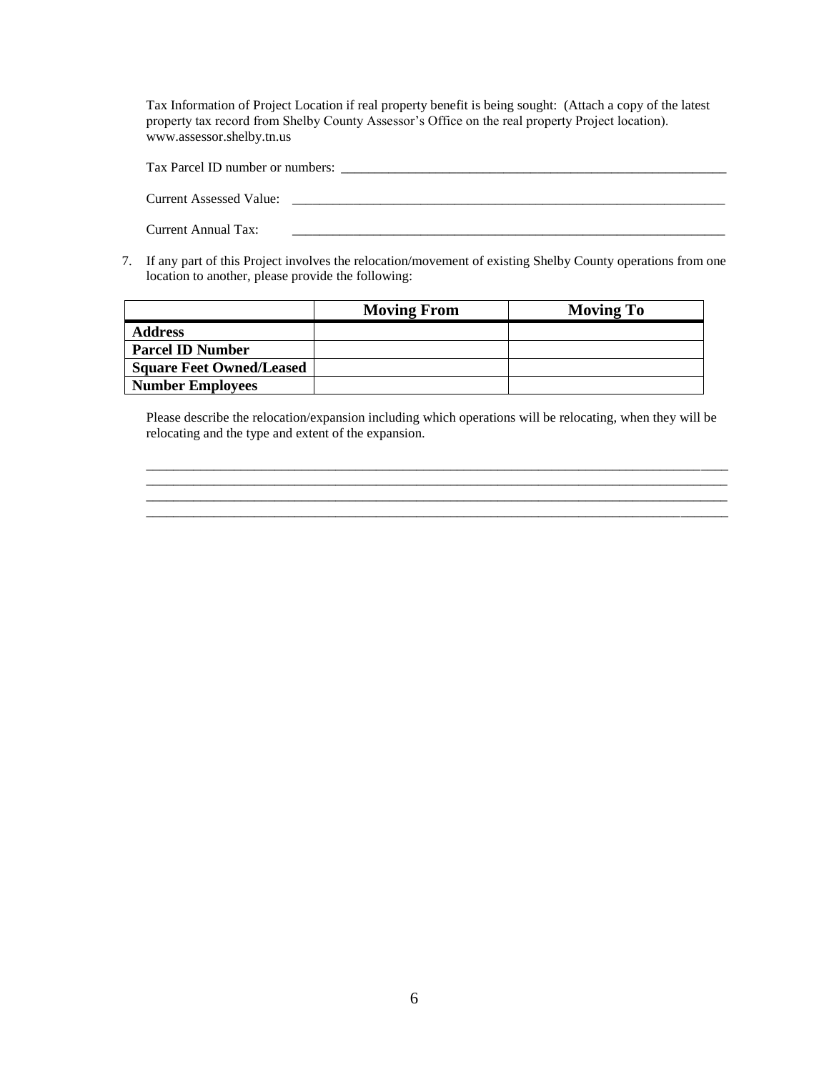Tax Information of Project Location if real property benefit is being sought: (Attach a copy of the latest property tax record from Shelby County Assessor's Office on the real property Project location). www.assessor.shelby.tn.us

Tax Parcel ID number or numbers: ____________________________________________________________

Current Assessed Value: ____________________________________________________________

Current Annual Tax: ____________________________________________________________

7. If any part of this Project involves the relocation/movement of existing Shelby County operations from one location to another, please provide the following:

| | Moving From | Moving To |
|---|---|---|
| **Address** | | |
| **Parcel ID Number** | | |
| **Square Feet Owned/Leased** | | |
| **Number Employees** | | |

Please describe the relocation/expansion including which operations will be relocating, when they will be relocating and the type and extent of the expansion.

____________________________________________________________________________________________
____________________________________________________________________________________________
____________________________________________________________________________________________
____________________________________________________________________________________________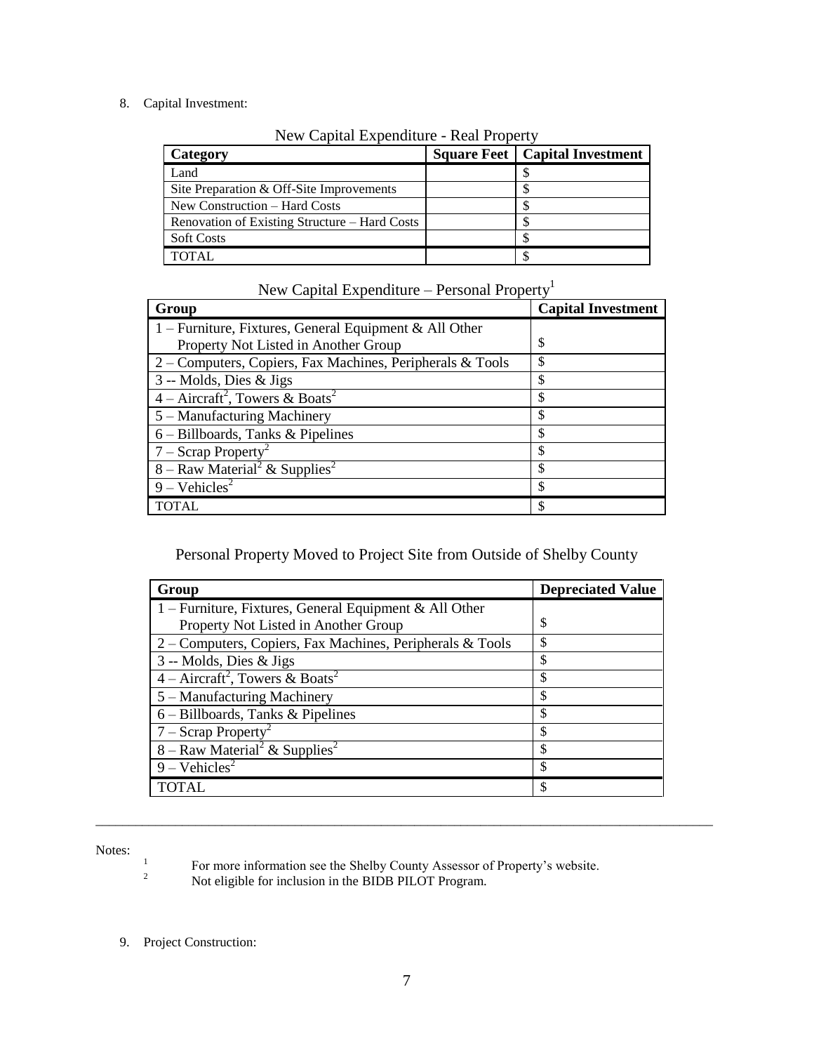8. Capital Investment:

New Capital Expenditure - Real Property

| Category | Square Feet | Capital Investment |
|---|---|---|
| Land | | $ |
| Site Preparation & Off-Site Improvements | | $ |
| New Construction – Hard Costs | | $ |
| Renovation of Existing Structure – Hard Costs | | $ |
| Soft Costs | | $ |
| TOTAL | | $ |

New Capital Expenditure – Personal Property[1]

| Group | Capital Investment |
|---|---|
| 1 – Furniture, Fixtures, General Equipment & All Other Property Not Listed in Another Group | $ |
| 2 – Computers, Copiers, Fax Machines, Peripherals & Tools | $ |
| 3 -- Molds, Dies & Jigs | $ |
| 4 – Aircraft[2], Towers & Boats[2] | $ |
| 5 – Manufacturing Machinery | $ |
| 6 – Billboards, Tanks & Pipelines | $ |
| 7 – Scrap Property[2] | $ |
| 8 – Raw Material[2] & Supplies[2] | $ |
| 9 – Vehicles[2] | $ |
| TOTAL | $ |

Personal Property Moved to Project Site from Outside of Shelby County

| Group | Depreciated Value |
|---|---|
| 1 – Furniture, Fixtures, General Equipment & All Other Property Not Listed in Another Group | $ |
| 2 – Computers, Copiers, Fax Machines, Peripherals & Tools | $ |
| 3 -- Molds, Dies & Jigs | $ |
| 4 – Aircraft[2], Towers & Boats[2] | $ |
| 5 – Manufacturing Machinery | $ |
| 6 – Billboards, Tanks & Pipelines | $ |
| 7 – Scrap Property[2] | $ |
| 8 – Raw Material[2] & Supplies[2] | $ |
| 9 – Vehicles[2] | $ |
| TOTAL | $ |

---

Notes:

[1] For more information see the Shelby County Assessor of Property's website.

[2] Not eligible for inclusion in the BIDB PILOT Program.

9. Project Construction: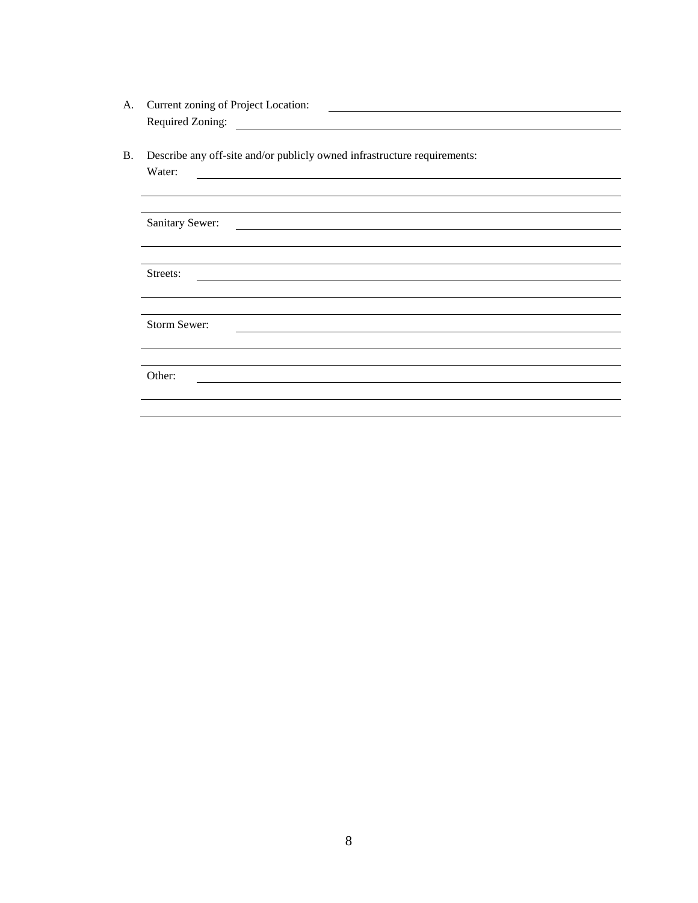A. Current zoning of Project Location: ______________________________

   Required Zoning: ______________________________

B. Describe any off-site and/or publicly owned infrastructure requirements:

   Water: ______________________________

   ______________________________

   ______________________________

   Sanitary Sewer: ______________________________

   ______________________________

   ______________________________

   Streets: ______________________________

   ______________________________

   ______________________________

   Storm Sewer: ______________________________

   ______________________________

   ______________________________

   Other: ______________________________

   ______________________________

   ______________________________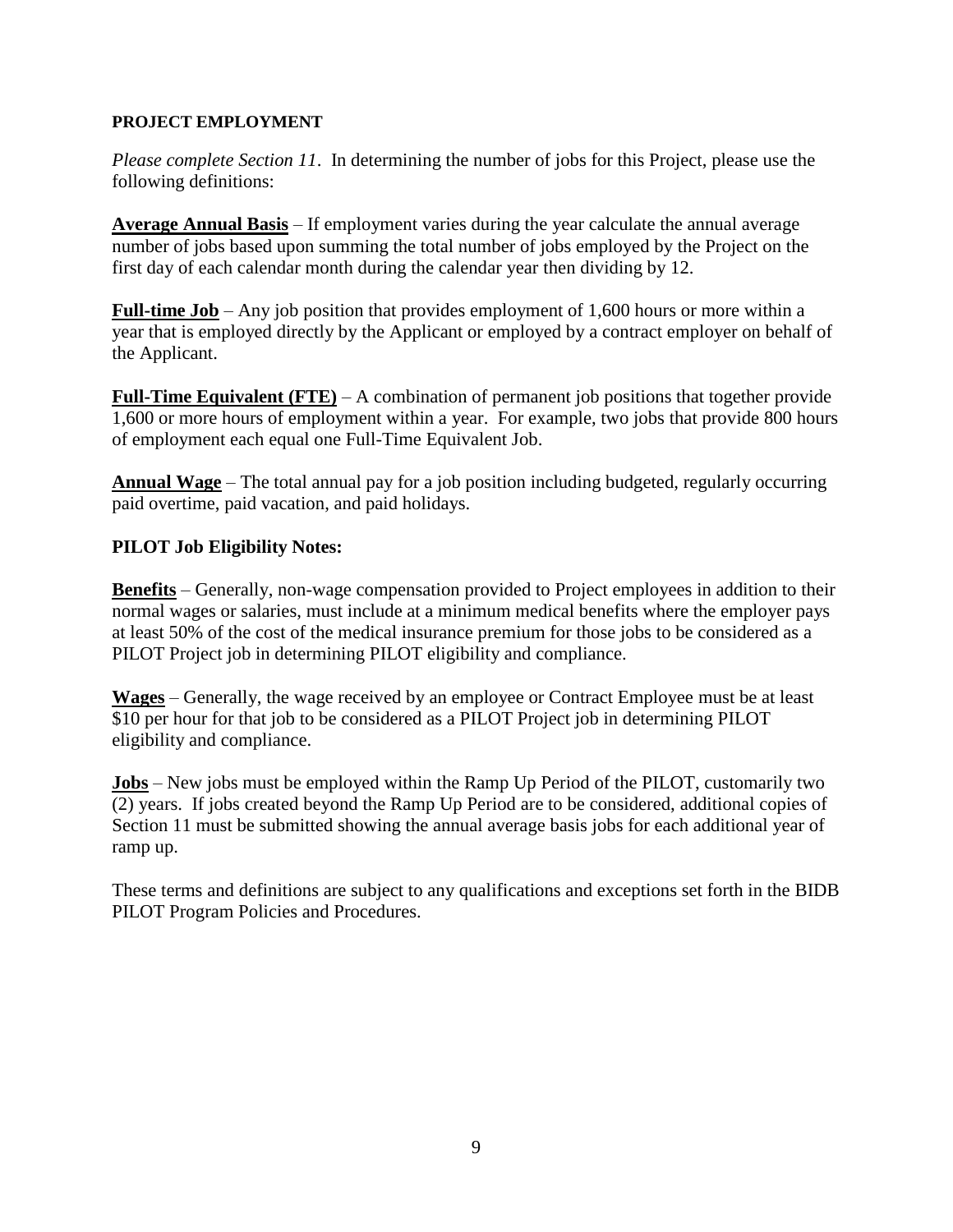**PROJECT EMPLOYMENT**

*Please complete Section 11*. In determining the number of jobs for this Project, please use the following definitions:

**Average Annual Basis** – If employment varies during the year calculate the annual average number of jobs based upon summing the total number of jobs employed by the Project on the first day of each calendar month during the calendar year then dividing by 12.

**Full-time Job** – Any job position that provides employment of 1,600 hours or more within a year that is employed directly by the Applicant or employed by a contract employer on behalf of the Applicant.

**Full-Time Equivalent (FTE)** – A combination of permanent job positions that together provide 1,600 or more hours of employment within a year. For example, two jobs that provide 800 hours of employment each equal one Full-Time Equivalent Job.

**Annual Wage** – The total annual pay for a job position including budgeted, regularly occurring paid overtime, paid vacation, and paid holidays.

**PILOT Job Eligibility Notes:**

**Benefits** – Generally, non-wage compensation provided to Project employees in addition to their normal wages or salaries, must include at a minimum medical benefits where the employer pays at least 50% of the cost of the medical insurance premium for those jobs to be considered as a PILOT Project job in determining PILOT eligibility and compliance.

**Wages** – Generally, the wage received by an employee or Contract Employee must be at least $10 per hour for that job to be considered as a PILOT Project job in determining PILOT eligibility and compliance.

**Jobs** – New jobs must be employed within the Ramp Up Period of the PILOT, customarily two (2) years. If jobs created beyond the Ramp Up Period are to be considered, additional copies of Section 11 must be submitted showing the annual average basis jobs for each additional year of ramp up.

These terms and definitions are subject to any qualifications and exceptions set forth in the BIDB PILOT Program Policies and Procedures.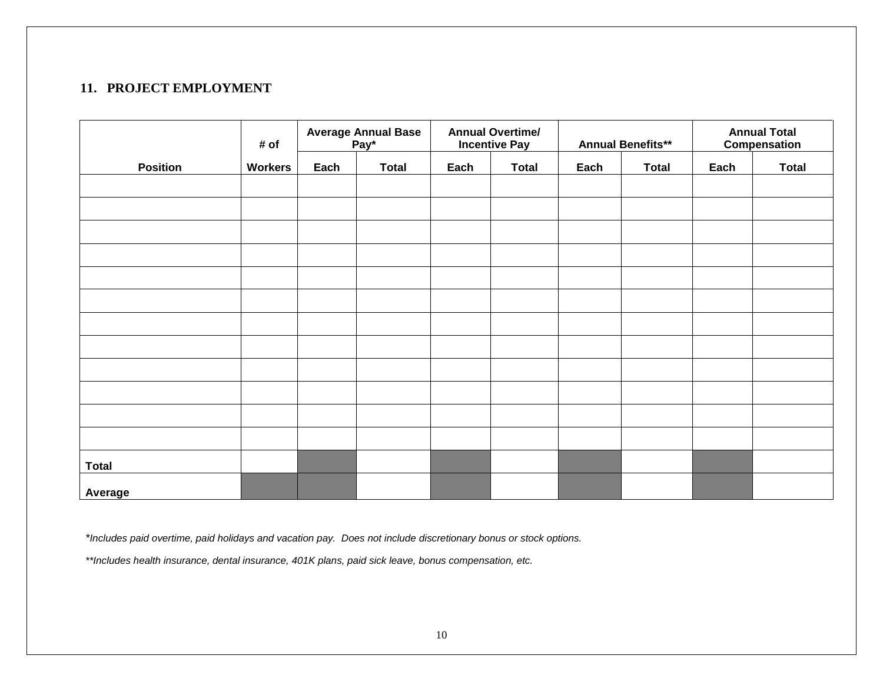## 11. PROJECT EMPLOYMENT

| Position | # of Workers | Average Annual Base Pay* | | Annual Overtime/ Incentive Pay | | Annual Benefits** | | Annual Total Compensation | |
|---|---|---|---|---|---|---|---|---|---|
| | | Each | Total | Each | Total | Each | Total | Each | Total |
| | | | | | | | | | |
| | | | | | | | | | |
| | | | | | | | | | |
| | | | | | | | | | |
| | | | | | | | | | |
| | | | | | | | | | |
| | | | | | | | | | |
| | | | | | | | | | |
| | | | | | | | | | |
| | | | | | | | | | |
| | | | | | | | | | |
| | | | | | | | | | |
| **Total** | | | | | | | | | |
| **Average** | | | | | | | | | |

**Includes paid overtime, paid holidays and vacation pay. Does not include discretionary bonus or stock options.*

***Includes health insurance, dental insurance, 401K plans, paid sick leave, bonus compensation, etc.*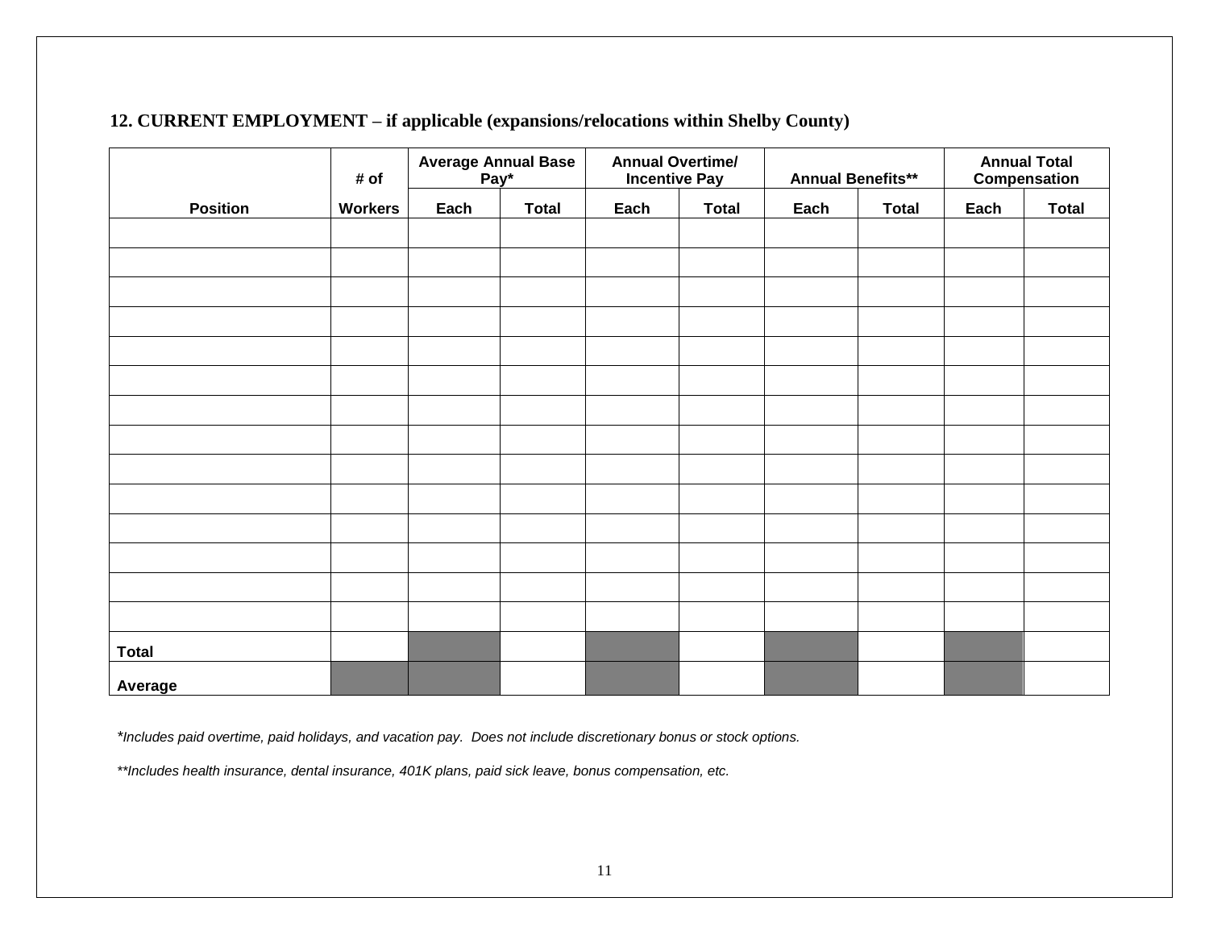## 12. CURRENT EMPLOYMENT – if applicable (expansions/relocations within Shelby County)

| Position | # of Workers | Average Annual Base Pay* | | Annual Overtime/ Incentive Pay | | Annual Benefits** | | Annual Total Compensation | |
|---|---|---|---|---|---|---|---|---|---|
| | | Each | Total | Each | Total | Each | Total | Each | Total |
| | | | | | | | | | |
| | | | | | | | | | |
| | | | | | | | | | |
| | | | | | | | | | |
| | | | | | | | | | |
| | | | | | | | | | |
| | | | | | | | | | |
| | | | | | | | | | |
| | | | | | | | | | |
| | | | | | | | | | |
| | | | | | | | | | |
| | | | | | | | | | |
| | | | | | | | | | |
| | | | | | | | | | |
| **Total** | | | | | | | | | |
| **Average** | | | | | | | | | |

*\*Includes paid overtime, paid holidays, and vacation pay. Does not include discretionary bonus or stock options.*

*\*\*Includes health insurance, dental insurance, 401K plans, paid sick leave, bonus compensation, etc.*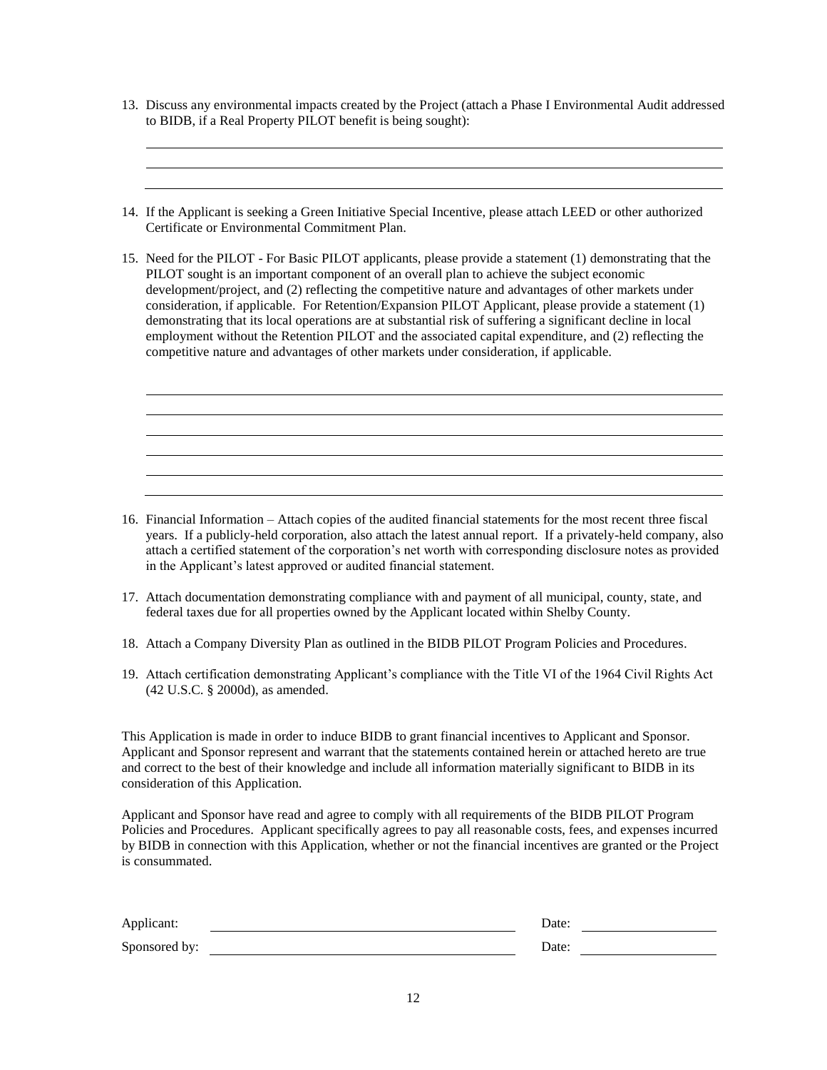13. Discuss any environmental impacts created by the Project (attach a Phase I Environmental Audit addressed to BIDB, if a Real Property PILOT benefit is being sought):

\_\_\_\_\_\_\_\_\_\_\_\_\_\_\_\_\_\_\_\_\_\_\_\_\_\_\_\_\_\_\_\_\_\_\_\_\_\_\_\_\_\_\_\_\_\_\_\_\_\_\_\_\_\_\_\_\_\_\_\_\_\_\_\_\_\_\_\_\_\_\_\_\_\_\_\_\_\_\_\_\_\_

\_\_\_\_\_\_\_\_\_\_\_\_\_\_\_\_\_\_\_\_\_\_\_\_\_\_\_\_\_\_\_\_\_\_\_\_\_\_\_\_\_\_\_\_\_\_\_\_\_\_\_\_\_\_\_\_\_\_\_\_\_\_\_\_\_\_\_\_\_\_\_\_\_\_\_\_\_\_\_\_\_\_

\_\_\_\_\_\_\_\_\_\_\_\_\_\_\_\_\_\_\_\_\_\_\_\_\_\_\_\_\_\_\_\_\_\_\_\_\_\_\_\_\_\_\_\_\_\_\_\_\_\_\_\_\_\_\_\_\_\_\_\_\_\_\_\_\_\_\_\_\_\_\_\_\_\_\_\_\_\_\_\_\_\_

14. If the Applicant is seeking a Green Initiative Special Incentive, please attach LEED or other authorized Certificate or Environmental Commitment Plan.

15. Need for the PILOT - For Basic PILOT applicants, please provide a statement (1) demonstrating that the PILOT sought is an important component of an overall plan to achieve the subject economic development/project, and (2) reflecting the competitive nature and advantages of other markets under consideration, if applicable. For Retention/Expansion PILOT Applicant, please provide a statement (1) demonstrating that its local operations are at substantial risk of suffering a significant decline in local employment without the Retention PILOT and the associated capital expenditure, and (2) reflecting the competitive nature and advantages of other markets under consideration, if applicable.

\_\_\_\_\_\_\_\_\_\_\_\_\_\_\_\_\_\_\_\_\_\_\_\_\_\_\_\_\_\_\_\_\_\_\_\_\_\_\_\_\_\_\_\_\_\_\_\_\_\_\_\_\_\_\_\_\_\_\_\_\_\_\_\_\_\_\_\_\_\_\_\_\_\_\_\_\_\_\_\_\_\_

\_\_\_\_\_\_\_\_\_\_\_\_\_\_\_\_\_\_\_\_\_\_\_\_\_\_\_\_\_\_\_\_\_\_\_\_\_\_\_\_\_\_\_\_\_\_\_\_\_\_\_\_\_\_\_\_\_\_\_\_\_\_\_\_\_\_\_\_\_\_\_\_\_\_\_\_\_\_\_\_\_\_

\_\_\_\_\_\_\_\_\_\_\_\_\_\_\_\_\_\_\_\_\_\_\_\_\_\_\_\_\_\_\_\_\_\_\_\_\_\_\_\_\_\_\_\_\_\_\_\_\_\_\_\_\_\_\_\_\_\_\_\_\_\_\_\_\_\_\_\_\_\_\_\_\_\_\_\_\_\_\_\_\_\_

\_\_\_\_\_\_\_\_\_\_\_\_\_\_\_\_\_\_\_\_\_\_\_\_\_\_\_\_\_\_\_\_\_\_\_\_\_\_\_\_\_\_\_\_\_\_\_\_\_\_\_\_\_\_\_\_\_\_\_\_\_\_\_\_\_\_\_\_\_\_\_\_\_\_\_\_\_\_\_\_\_\_

\_\_\_\_\_\_\_\_\_\_\_\_\_\_\_\_\_\_\_\_\_\_\_\_\_\_\_\_\_\_\_\_\_\_\_\_\_\_\_\_\_\_\_\_\_\_\_\_\_\_\_\_\_\_\_\_\_\_\_\_\_\_\_\_\_\_\_\_\_\_\_\_\_\_\_\_\_\_\_\_\_\_

\_\_\_\_\_\_\_\_\_\_\_\_\_\_\_\_\_\_\_\_\_\_\_\_\_\_\_\_\_\_\_\_\_\_\_\_\_\_\_\_\_\_\_\_\_\_\_\_\_\_\_\_\_\_\_\_\_\_\_\_\_\_\_\_\_\_\_\_\_\_\_\_\_\_\_\_\_\_\_\_\_\_

16. Financial Information – Attach copies of the audited financial statements for the most recent three fiscal years. If a publicly-held corporation, also attach the latest annual report. If a privately-held company, also attach a certified statement of the corporation's net worth with corresponding disclosure notes as provided in the Applicant's latest approved or audited financial statement.

17. Attach documentation demonstrating compliance with and payment of all municipal, county, state, and federal taxes due for all properties owned by the Applicant located within Shelby County.

18. Attach a Company Diversity Plan as outlined in the BIDB PILOT Program Policies and Procedures.

19. Attach certification demonstrating Applicant's compliance with the Title VI of the 1964 Civil Rights Act (42 U.S.C. § 2000d), as amended.

This Application is made in order to induce BIDB to grant financial incentives to Applicant and Sponsor. Applicant and Sponsor represent and warrant that the statements contained herein or attached hereto are true and correct to the best of their knowledge and include all information materially significant to BIDB in its consideration of this Application.

Applicant and Sponsor have read and agree to comply with all requirements of the BIDB PILOT Program Policies and Procedures. Applicant specifically agrees to pay all reasonable costs, fees, and expenses incurred by BIDB in connection with this Application, whether or not the financial incentives are granted or the Project is consummated.

Applicant: \_\_\_\_\_\_\_\_\_\_\_\_\_\_\_\_\_\_\_\_\_\_\_\_\_\_\_\_\_\_\_\_\_\_\_\_\_\_\_\_ Date: \_\_\_\_\_\_\_\_\_\_\_\_\_\_\_\_\_\_

Sponsored by: \_\_\_\_\_\_\_\_\_\_\_\_\_\_\_\_\_\_\_\_\_\_\_\_\_\_\_\_\_\_\_\_\_\_\_\_\_\_\_\_ Date: \_\_\_\_\_\_\_\_\_\_\_\_\_\_\_\_\_\_